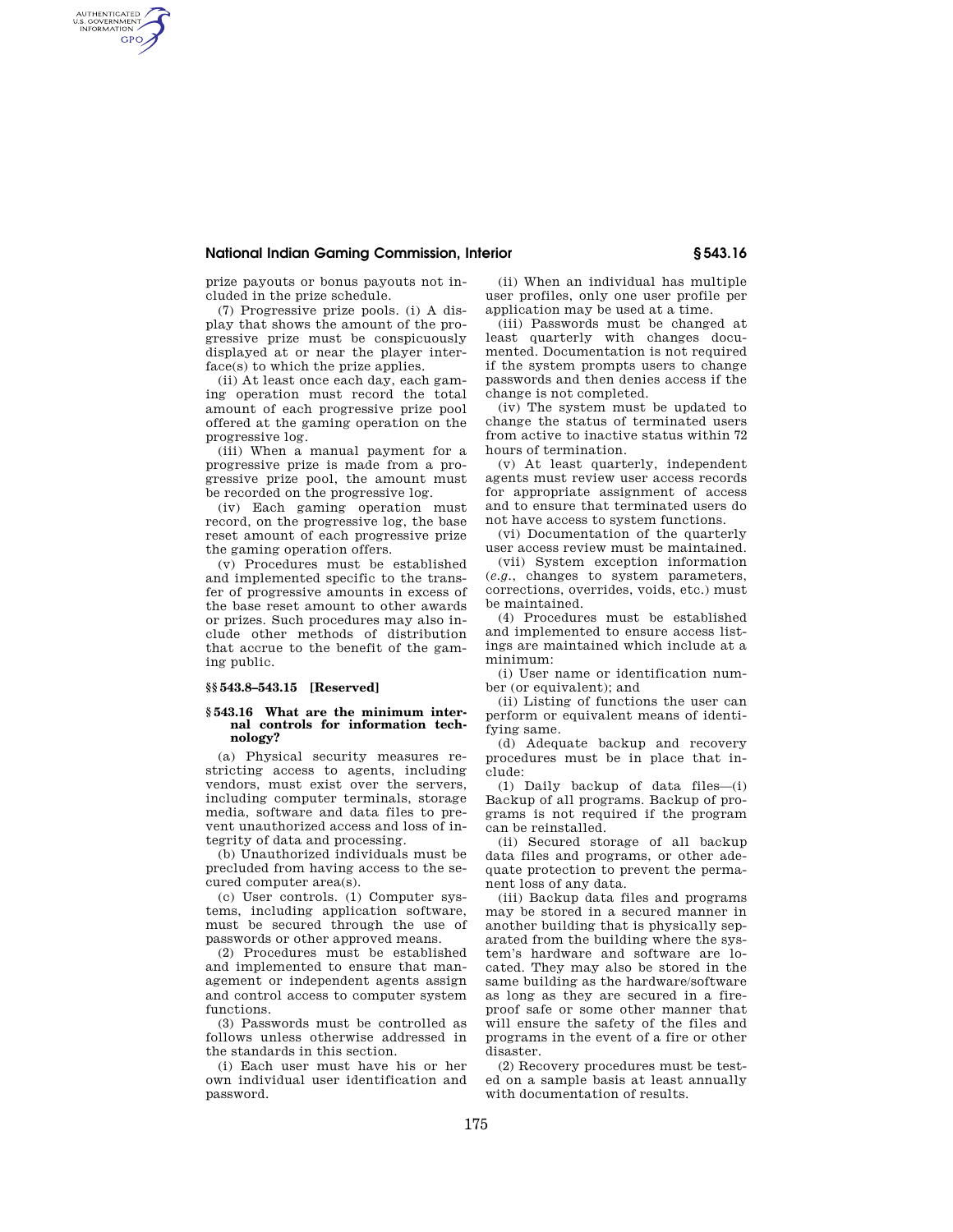prize payouts or bonus payouts not included in the prize schedule.

(7) Progressive prize pools. (i) A display that shows the amount of the progressive prize must be conspicuously displayed at or near the player interface(s) to which the prize applies.

(ii) At least once each day, each gaming operation must record the total amount of each progressive prize pool offered at the gaming operation on the progressive log.

(iii) When a manual payment for a progressive prize is made from a progressive prize pool, the amount must be recorded on the progressive log.

(iv) Each gaming operation must record, on the progressive log, the base reset amount of each progressive prize the gaming operation offers.

(v) Procedures must be established and implemented specific to the transfer of progressive amounts in excess of the base reset amount to other awards or prizes. Such procedures may also include other methods of distribution that accrue to the benefit of the gaming public.

### §§ 543.8–543.15 [Reserved]

### § 543.16 What are the minimum internal controls for information technology?

(a) Physical security measures restricting access to agents, including vendors, must exist over the servers, including computer terminals, storage media, software and data files to prevent unauthorized access and loss of integrity of data and processing.

(b) Unauthorized individuals must be precluded from having access to the secured computer area(s).

(c) User controls. (1) Computer systems, including application software, must be secured through the use of passwords or other approved means.

(2) Procedures must be established and implemented to ensure that management or independent agents assign and control access to computer system functions.

(3) Passwords must be controlled as follows unless otherwise addressed in the standards in this section.

(i) Each user must have his or her own individual user identification and password.

(ii) When an individual has multiple user profiles, only one user profile per application may be used at a time.

(iii) Passwords must be changed at least quarterly with changes documented. Documentation is not required if the system prompts users to change passwords and then denies access if the change is not completed.

(iv) The system must be updated to change the status of terminated users from active to inactive status within 72 hours of termination.

(v) At least quarterly, independent agents must review user access records for appropriate assignment of access and to ensure that terminated users do not have access to system functions.

(vi) Documentation of the quarterly user access review must be maintained.

(vii) System exception information (*e.g.*, changes to system parameters, corrections, overrides, voids, etc.) must be maintained.

(4) Procedures must be established and implemented to ensure access listings are maintained which include at a minimum:

(i) User name or identification number (or equivalent); and

(ii) Listing of functions the user can perform or equivalent means of identifying same.

(d) Adequate backup and recovery procedures must be in place that include:

(1) Daily backup of data files—(i) Backup of all programs. Backup of programs is not required if the program can be reinstalled.

(ii) Secured storage of all backup data files and programs, or other adequate protection to prevent the permanent loss of any data.

(iii) Backup data files and programs may be stored in a secured manner in another building that is physically separated from the building where the system's hardware and software are located. They may also be stored in the same building as the hardware/software as long as they are secured in a fireproof safe or some other manner that will ensure the safety of the files and programs in the event of a fire or other disaster.

(2) Recovery procedures must be tested on a sample basis at least annually with documentation of results.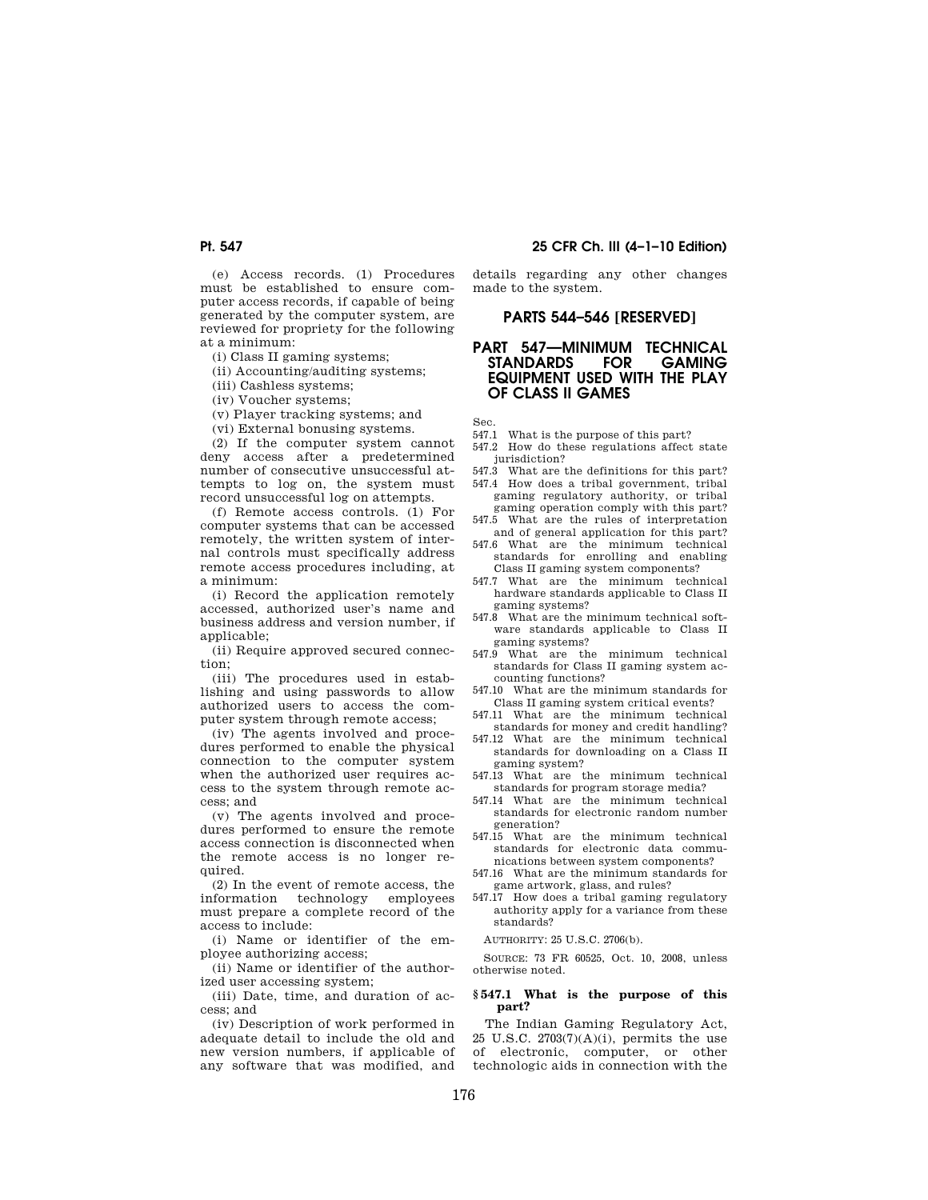(e) Access records. (1) Procedures must be established to ensure computer access records, if capable of being generated by the computer system, are reviewed for propriety for the following at a minimum:

(i) Class II gaming systems;

(ii) Accounting/auditing systems;

(iii) Cashless systems;

(iv) Voucher systems;

(v) Player tracking systems; and

(vi) External bonusing systems.

(2) If the computer system cannot deny access after a predetermined number of consecutive unsuccessful attempts to log on, the system must record unsuccessful log on attempts.

(f) Remote access controls. (1) For computer systems that can be accessed remotely, the written system of internal controls must specifically address remote access procedures including, at a minimum:

(i) Record the application remotely accessed, authorized user's name and business address and version number, if applicable;

(ii) Require approved secured connection;

(iii) The procedures used in establishing and using passwords to allow authorized users to access the computer system through remote access;

(iv) The agents involved and procedures performed to enable the physical connection to the computer system when the authorized user requires access to the system through remote access; and

(v) The agents involved and procedures performed to ensure the remote access connection is disconnected when the remote access is no longer required.

(2) In the event of remote access, the information technology employees must prepare a complete record of the access to include:

(i) Name or identifier of the employee authorizing access;

(ii) Name or identifier of the authorized user accessing system;

(iii) Date, time, and duration of access; and

(iv) Description of work performed in adequate detail to include the old and new version numbers, if applicable of any software that was modified, and details regarding any other changes made to the system.

## PARTS 544–546 [RESERVED]

## PART 547—MINIMUM TECHNICAL STANDARDS FOR GAMING EQUIPMENT USED WITH THE PLAY OF CLASS II GAMES

Sec.

547.1 What is the purpose of this part?

547.2 How do these regulations affect state jurisdiction?

547.3 What are the definitions for this part?

547.4 How does a tribal government, tribal gaming regulatory authority, or tribal gaming operation comply with this part?

547.5 What are the rules of interpretation and of general application for this part?

547.6 What are the minimum technical standards for enrolling and enabling Class II gaming system components?

547.7 What are the minimum technical hardware standards applicable to Class II gaming systems?

547.8 What are the minimum technical software standards applicable to Class II gaming systems?

547.9 What are the minimum technical standards for Class II gaming system accounting functions?

547.10 What are the minimum standards for Class II gaming system critical events?

547.11 What are the minimum technical standards for money and credit handling?

547.12 What are the minimum technical standards for downloading on a Class II gaming system?

547.13 What are the minimum technical standards for program storage media?

547.14 What are the minimum technical standards for electronic random number generation?

547.15 What are the minimum technical standards for electronic data communications between system components?

547.16 What are the minimum standards for game artwork, glass, and rules?

547.17 How does a tribal gaming regulatory authority apply for a variance from these standards?

AUTHORITY: 25 U.S.C. 2706(b).

SOURCE: 73 FR 60525, Oct. 10, 2008, unless otherwise noted.

### § 547.1 What is the purpose of this part?

The Indian Gaming Regulatory Act, 25 U.S.C. 2703(7)(A)(i), permits the use of electronic, computer, or other technologic aids in connection with the